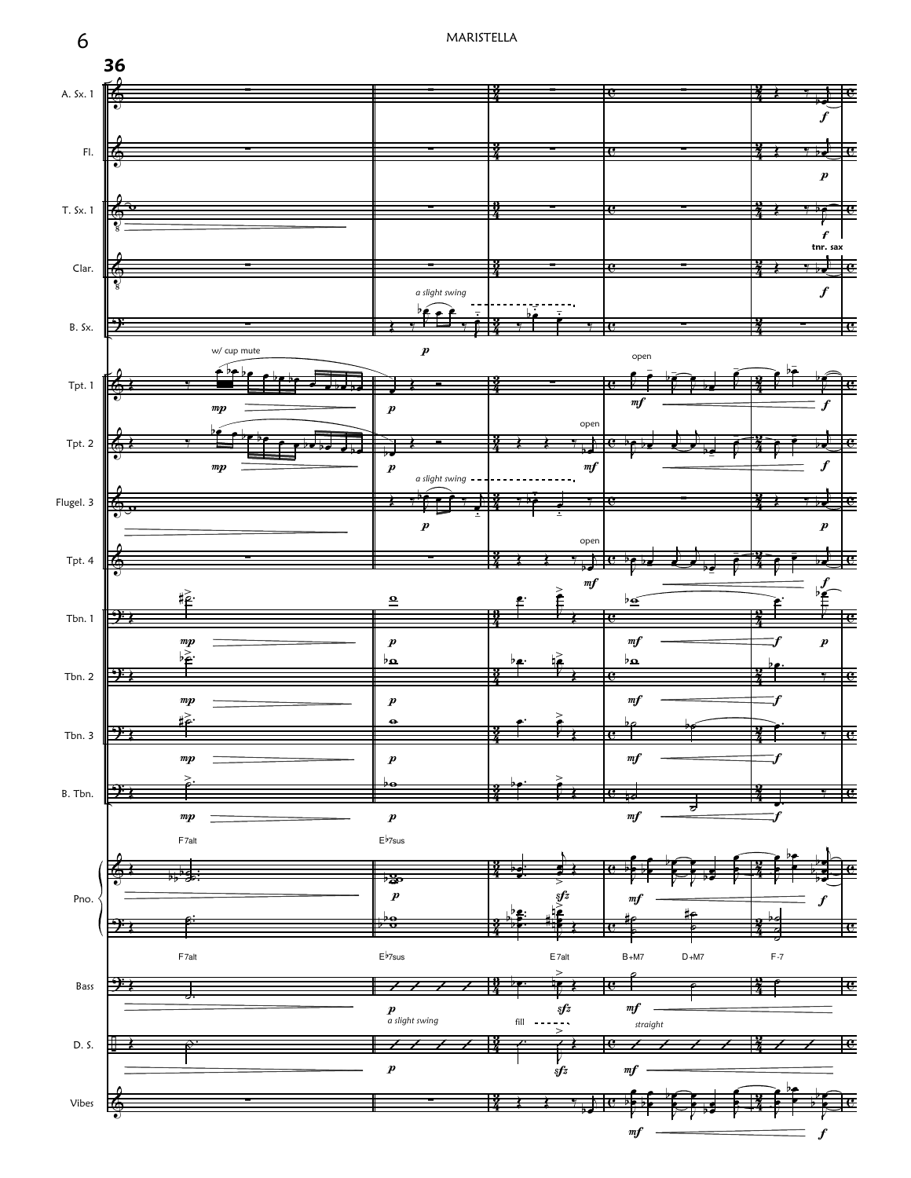36

A. Sx. 1

Fl.

T. Sx. 1

Clar.

B. Sx.

Tpt. 1

Tpt. 2

Flugel. 3

Tpt. 4

Tbn. 1

Tbn. 2

Tbn. 3

B. Tbn.

Pno.

Bass

D. S.

Vibes

*a slight swing*

w/ cup mute

open

tnr. sax

F7alt

E♭7sus

E7alt

B+M7

D+M7

F-7

fill

*straight*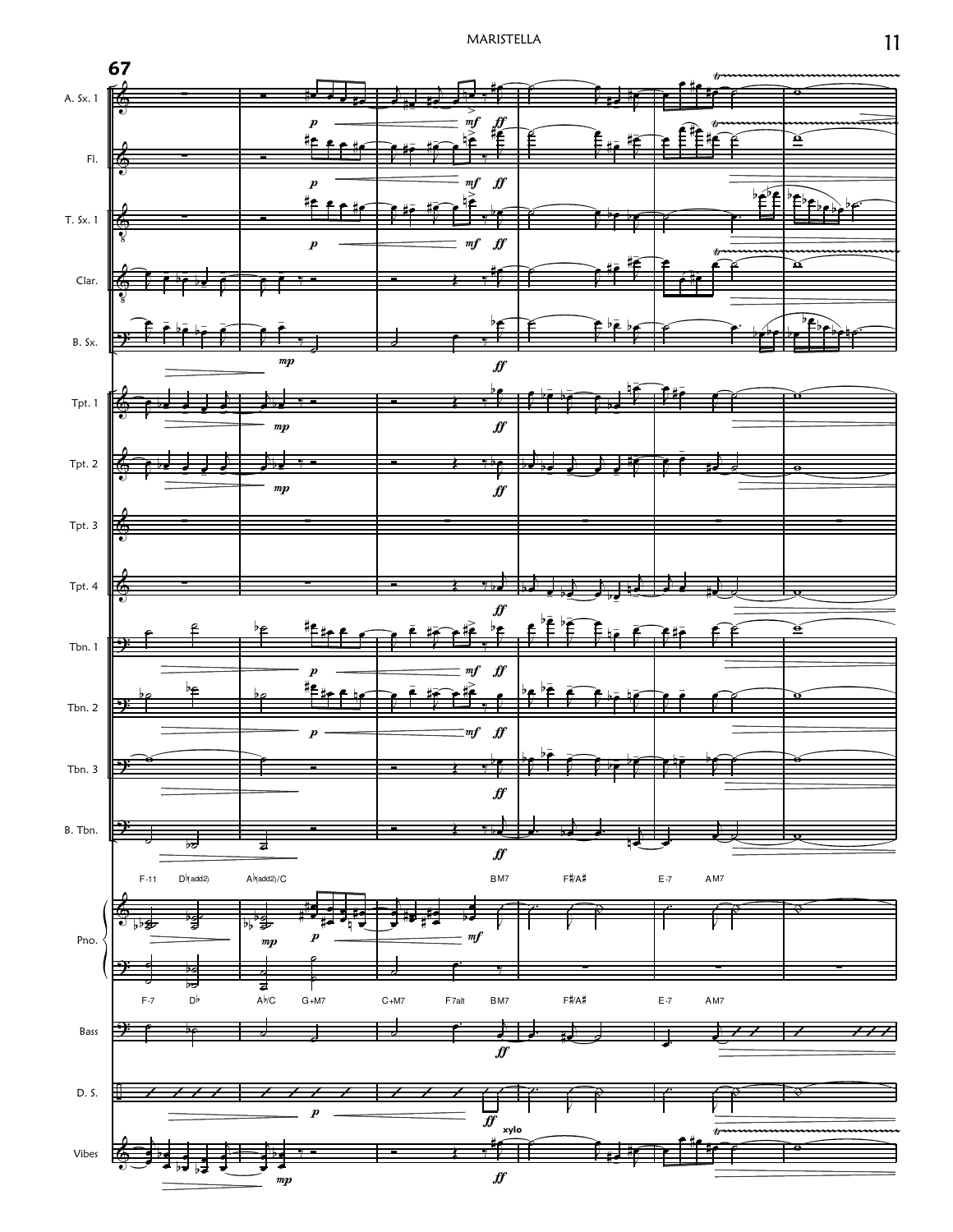67

A. Sx. 1

Fl.

T. Sx. 1

Clar.

B. Sx.

Tpt. 1

Tpt. 2

Tpt. 3

Tpt. 4

Tbn. 1

Tbn. 2

Tbn. 3

B. Tbn.

F-11 D♭(add2) A♭(add2)/C BM7 F♯/A♯ E-7 AM7

Pno.

F-7 D♭ A♭/C G+M7 C+M7 F7alt BM7 F♯/A♯ E-7 AM7

Bass

D. S.

xylo

Vibes